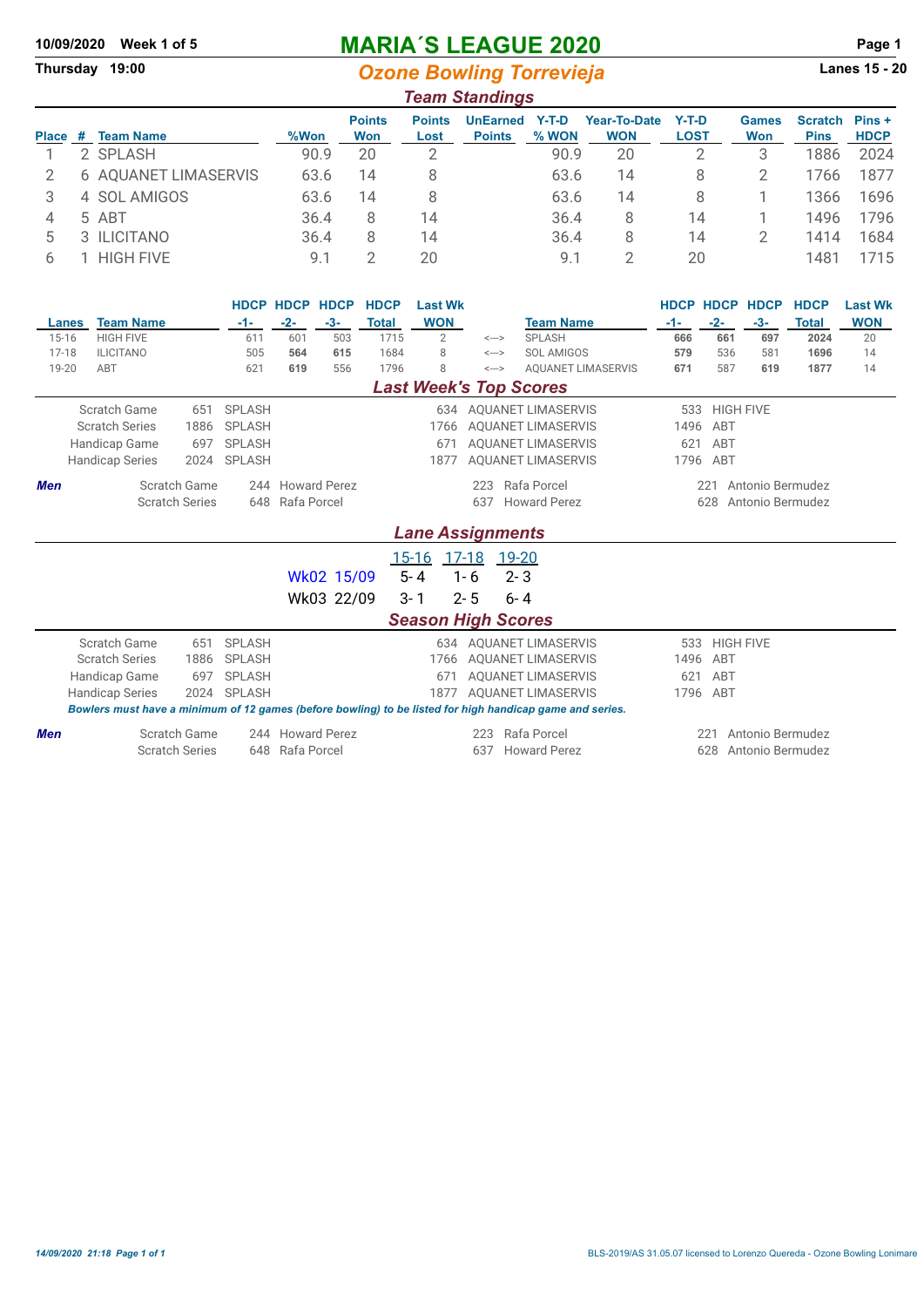10/09/2020 Week 1 of 5

Thursday 19:00

# MARIA´S LEAGUE 2020

## Ozone Bowling Torrevieja

Lanes 15 - 20

### Team Standings

| Place | # | Team Name | %Won | Points Won | Points Lost | UnEarned Points | Y-T-D % WON | Year-To-Date WON | Y-T-D LOST | Games Won | Scratch Pins | Pins + HDCP |
|---|---|---|---|---|---|---|---|---|---|---|---|---|
| 1 | 2 | SPLASH | 90.9 | 20 | 2 | | 90.9 | 20 | 2 | 3 | 1886 | 2024 |
| 2 | 6 | AQUANET LIMASERVIS | 63.6 | 14 | 8 | | 63.6 | 14 | 8 | 2 | 1766 | 1877 |
| 3 | 4 | SOL AMIGOS | 63.6 | 14 | 8 | | 63.6 | 14 | 8 | 1 | 1366 | 1696 |
| 4 | 5 | ABT | 36.4 | 8 | 14 | | 36.4 | 8 | 14 | 1 | 1496 | 1796 |
| 5 | 3 | ILICITANO | 36.4 | 8 | 14 | | 36.4 | 8 | 14 | 2 | 1414 | 1684 |
| 6 | 1 | HIGH FIVE | 9.1 | 2 | 20 | | 9.1 | 2 | 20 | | 1481 | 1715 |

| Lanes | Team Name | HDCP -1- | HDCP -2- | HDCP -3- | HDCP Total | Last Wk WON | | Team Name | HDCP -1- | HDCP -2- | HDCP -3- | HDCP Total | Last Wk WON |
|---|---|---|---|---|---|---|---|---|---|---|---|---|---|
| 15-16 | HIGH FIVE | 611 | 601 | 503 | 1715 | 2 | <---> | SPLASH | **666** | **661** | **697** | **2024** | 20 |
| 17-18 | ILICITANO | 505 | **564** | **615** | 1684 | 8 | <---> | SOL AMIGOS | **579** | 536 | 581 | **1696** | 14 |
| 19-20 | ABT | 621 | **619** | 556 | 1796 | 8 | <---> | AQUANET LIMASERVIS | **671** | 587 | **619** | **1877** | 14 |

### Last Week's Top Scores

| | | | | | | |
|---|---|---|---|---|---|---|
| Scratch Game | 651 | SPLASH | 634 | AQUANET LIMASERVIS | 533 | HIGH FIVE |
| Scratch Series | 1886 | SPLASH | 1766 | AQUANET LIMASERVIS | 1496 | ABT |
| Handicap Game | 697 | SPLASH | 671 | AQUANET LIMASERVIS | 621 | ABT |
| Handicap Series | 2024 | SPLASH | 1877 | AQUANET LIMASERVIS | 1796 | ABT |

| *Men* | | | | | | | |
|---|---|---|---|---|---|---|---|
| | Scratch Game | 244 | Howard Perez | 223 | Rafa Porcel | 221 | Antonio Bermudez |
| | Scratch Series | 648 | Rafa Porcel | 637 | Howard Perez | 628 | Antonio Bermudez |

### Lane Assignments

| | 15-16 | 17-18 | 19-20 |
|---|---|---|---|
| Wk02 15/09 | 5- 4 | 1- 6 | 2- 3 |
| Wk03 22/09 | 3- 1 | 2- 5 | 6- 4 |

### Season High Scores

| | | | | | | |
|---|---|---|---|---|---|---|
| Scratch Game | 651 | SPLASH | 634 | AQUANET LIMASERVIS | 533 | HIGH FIVE |
| Scratch Series | 1886 | SPLASH | 1766 | AQUANET LIMASERVIS | 1496 | ABT |
| Handicap Game | 697 | SPLASH | 671 | AQUANET LIMASERVIS | 621 | ABT |
| Handicap Series | 2024 | SPLASH | 1877 | AQUANET LIMASERVIS | 1796 | ABT |

***Bowlers must have a minimum of 12 games (before bowling) to be listed for high handicap game and series.***

| *Men* | | | | | | | |
|---|---|---|---|---|---|---|---|
| | Scratch Game | 244 | Howard Perez | 223 | Rafa Porcel | 221 | Antonio Bermudez |
| | Scratch Series | 648 | Rafa Porcel | 637 | Howard Perez | 628 | Antonio Bermudez |

BLS-2019/AS 31.05.07 licensed to Lorenzo Quereda - Ozone Bowling Lonimare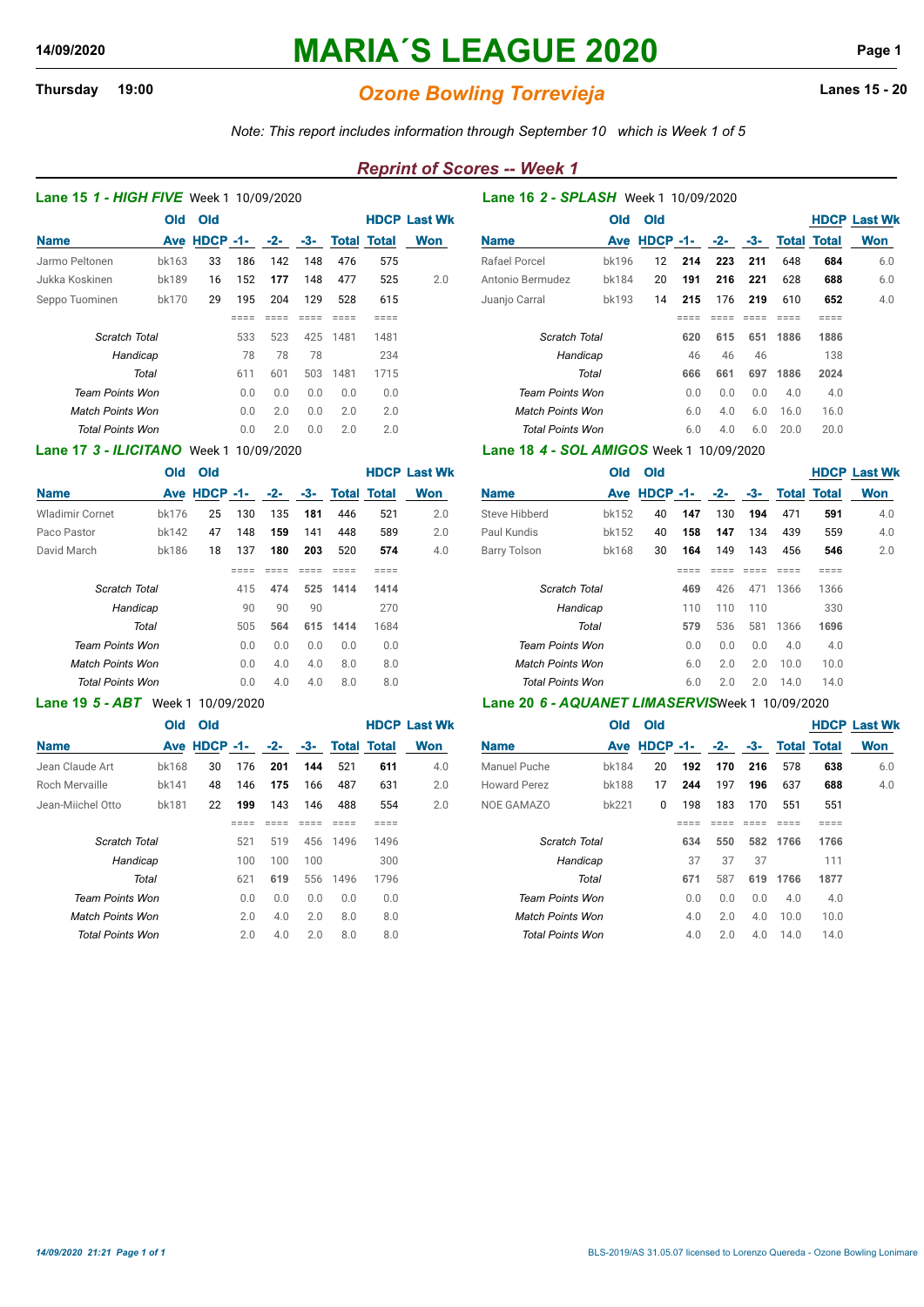# MARIA´S LEAGUE 2020

**Thursday 19:00**

## *Ozone Bowling Torrevieja*

**Lanes 15 - 20**

*Note: This report includes information through September 10 which is Week 1 of 5*

## *Reprint of Scores -- Week 1*

### Lane 15 *1 - HIGH FIVE* Week 1 10/09/2020

| Name | Old Ave | Old HDCP | -1- | -2- | -3- | Total | HDCP Total | Last Wk Won |
|---|---|---|---|---|---|---|---|---|
| Jarmo Peltonen | bk163 | 33 | 186 | 142 | 148 | 476 | 575 | |
| Jukka Koskinen | bk189 | 16 | 152 | **177** | 148 | 477 | 525 | 2.0 |
| Seppo Tuominen | bk170 | 29 | 195 | 204 | 129 | 528 | 615 | |
| *Scratch Total* | | | 533 | 523 | 425 | 1481 | 1481 | |
| *Handicap* | | | 78 | 78 | 78 | | 234 | |
| *Total* | | | 611 | 601 | 503 | 1481 | 1715 | |
| *Team Points Won* | | | 0.0 | 0.0 | 0.0 | 0.0 | 0.0 | |
| *Match Points Won* | | | 0.0 | 2.0 | 0.0 | 2.0 | 2.0 | |
| *Total Points Won* | | | 0.0 | 2.0 | 0.0 | 2.0 | 2.0 | |

### Lane 16 *2 - SPLASH* Week 1 10/09/2020

| Name | Old Ave | Old HDCP | -1- | -2- | -3- | Total | HDCP Total | Last Wk Won |
|---|---|---|---|---|---|---|---|---|
| Rafael Porcel | bk196 | 12 | **214** | **223** | **211** | 648 | **684** | 6.0 |
| Antonio Bermudez | bk184 | 20 | **191** | **216** | **221** | 628 | **688** | 6.0 |
| Juanjo Carral | bk193 | 14 | **215** | 176 | **219** | 610 | **652** | 4.0 |
| *Scratch Total* | | | **620** | **615** | **651** | **1886** | **1886** | |
| *Handicap* | | | 46 | 46 | 46 | | 138 | |
| *Total* | | | **666** | **661** | **697** | **1886** | **2024** | |
| *Team Points Won* | | | 0.0 | 0.0 | 0.0 | 4.0 | 4.0 | |
| *Match Points Won* | | | 6.0 | 4.0 | 6.0 | 16.0 | 16.0 | |
| *Total Points Won* | | | 6.0 | 4.0 | 6.0 | 20.0 | 20.0 | |

### Lane 17 *3 - ILICITANO* Week 1 10/09/2020

| Name | Old Ave | Old HDCP | -1- | -2- | -3- | Total | HDCP Total | Last Wk Won |
|---|---|---|---|---|---|---|---|---|
| Wladimir Cornet | bk176 | 25 | 130 | 135 | **181** | 446 | 521 | 2.0 |
| Paco Pastor | bk142 | 47 | 148 | **159** | 141 | 448 | 589 | 2.0 |
| David March | bk186 | 18 | 137 | **180** | **203** | 520 | **574** | 4.0 |
| *Scratch Total* | | | 415 | **474** | **525** | **1414** | **1414** | |
| *Handicap* | | | 90 | 90 | 90 | | 270 | |
| *Total* | | | 505 | **564** | **615** | **1414** | 1684 | |
| *Team Points Won* | | | 0.0 | 0.0 | 0.0 | 0.0 | 0.0 | |
| *Match Points Won* | | | 0.0 | 4.0 | 4.0 | 8.0 | 8.0 | |
| *Total Points Won* | | | 0.0 | 4.0 | 4.0 | 8.0 | 8.0 | |

### Lane 18 *4 - SOL AMIGOS* Week 1 10/09/2020

| Name | Old Ave | Old HDCP | -1- | -2- | -3- | Total | HDCP Total | Last Wk Won |
|---|---|---|---|---|---|---|---|---|
| Steve Hibberd | bk152 | 40 | **147** | 130 | **194** | 471 | **591** | 4.0 |
| Paul Kundis | bk152 | 40 | **158** | **147** | 134 | 439 | 559 | 4.0 |
| Barry Tolson | bk168 | 30 | **164** | 149 | 143 | 456 | **546** | 2.0 |
| *Scratch Total* | | | **469** | 426 | 471 | 1366 | 1366 | |
| *Handicap* | | | 110 | 110 | 110 | | 330 | |
| *Total* | | | **579** | 536 | 581 | 1366 | **1696** | |
| *Team Points Won* | | | 0.0 | 0.0 | 0.0 | 4.0 | 4.0 | |
| *Match Points Won* | | | 6.0 | 2.0 | 2.0 | 10.0 | 10.0 | |
| *Total Points Won* | | | 6.0 | 2.0 | 2.0 | 14.0 | 14.0 | |

### Lane 19 *5 - ABT* Week 1 10/09/2020

| Name | Old Ave | Old HDCP | -1- | -2- | -3- | Total | HDCP Total | Last Wk Won |
|---|---|---|---|---|---|---|---|---|
| Jean Claude Art | bk168 | 30 | 176 | **201** | **144** | 521 | **611** | 4.0 |
| Roch Mervaille | bk141 | 48 | 146 | **175** | 166 | 487 | 631 | 2.0 |
| Jean-Miichel Otto | bk181 | 22 | **199** | 143 | 146 | 488 | 554 | 2.0 |
| *Scratch Total* | | | 521 | 519 | 456 | 1496 | 1496 | |
| *Handicap* | | | 100 | 100 | 100 | | 300 | |
| *Total* | | | 621 | **619** | 556 | 1496 | 1796 | |
| *Team Points Won* | | | 0.0 | 0.0 | 0.0 | 0.0 | 0.0 | |
| *Match Points Won* | | | 2.0 | 4.0 | 2.0 | 8.0 | 8.0 | |
| *Total Points Won* | | | 2.0 | 4.0 | 2.0 | 8.0 | 8.0 | |

### Lane 20 *6 - AQUANET LIMASERVIS* Week 1 10/09/2020

| Name | Old Ave | Old HDCP | -1- | -2- | -3- | Total | HDCP Total | Last Wk Won |
|---|---|---|---|---|---|---|---|---|
| Manuel Puche | bk184 | 20 | **192** | **170** | **216** | 578 | **638** | 6.0 |
| Howard Perez | bk188 | 17 | **244** | 197 | **196** | 637 | **688** | 4.0 |
| NOE GAMAZO | bk221 | 0 | 198 | 183 | 170 | 551 | 551 | |
| *Scratch Total* | | | **634** | **550** | **582** | **1766** | **1766** | |
| *Handicap* | | | 37 | 37 | 37 | | 111 | |
| *Total* | | | **671** | 587 | **619** | **1766** | **1877** | |
| *Team Points Won* | | | 0.0 | 0.0 | 0.0 | 4.0 | 4.0 | |
| *Match Points Won* | | | 4.0 | 2.0 | 4.0 | 10.0 | 10.0 | |
| *Total Points Won* | | | 4.0 | 2.0 | 4.0 | 14.0 | 14.0 | |